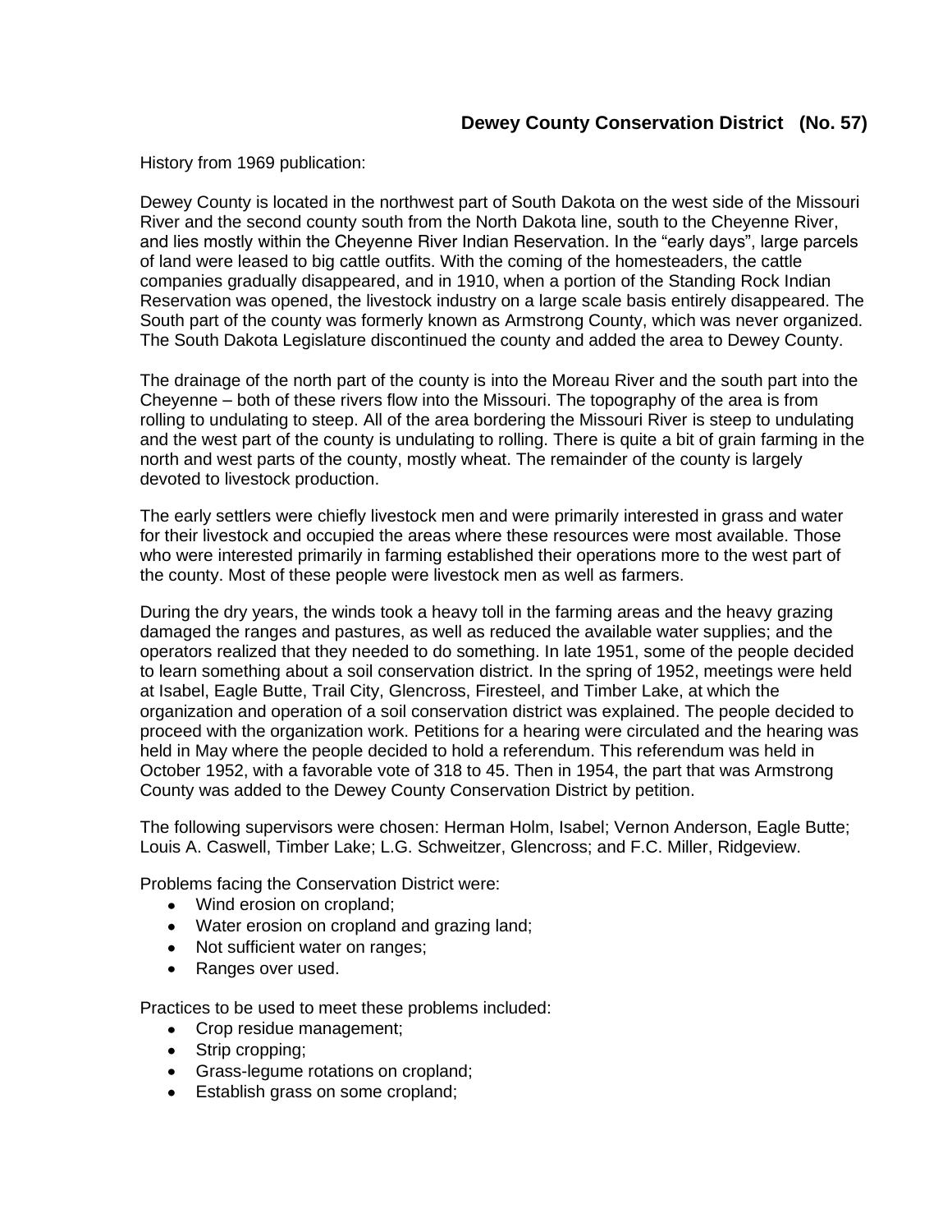# Dewey County Conservation District (No. 57)

History from 1969 publication:

Dewey County is located in the northwest part of South Dakota on the west side of the Missouri River and the second county south from the North Dakota line, south to the Cheyenne River, and lies mostly within the Cheyenne River Indian Reservation. In the "early days", large parcels of land were leased to big cattle outfits. With the coming of the homesteaders, the cattle companies gradually disappeared, and in 1910, when a portion of the Standing Rock Indian Reservation was opened, the livestock industry on a large scale basis entirely disappeared. The South part of the county was formerly known as Armstrong County, which was never organized. The South Dakota Legislature discontinued the county and added the area to Dewey County.

The drainage of the north part of the county is into the Moreau River and the south part into the Cheyenne – both of these rivers flow into the Missouri. The topography of the area is from rolling to undulating to steep. All of the area bordering the Missouri River is steep to undulating and the west part of the county is undulating to rolling. There is quite a bit of grain farming in the north and west parts of the county, mostly wheat. The remainder of the county is largely devoted to livestock production.

The early settlers were chiefly livestock men and were primarily interested in grass and water for their livestock and occupied the areas where these resources were most available. Those who were interested primarily in farming established their operations more to the west part of the county. Most of these people were livestock men as well as farmers.

During the dry years, the winds took a heavy toll in the farming areas and the heavy grazing damaged the ranges and pastures, as well as reduced the available water supplies; and the operators realized that they needed to do something. In late 1951, some of the people decided to learn something about a soil conservation district. In the spring of 1952, meetings were held at Isabel, Eagle Butte, Trail City, Glencross, Firesteel, and Timber Lake, at which the organization and operation of a soil conservation district was explained. The people decided to proceed with the organization work. Petitions for a hearing were circulated and the hearing was held in May where the people decided to hold a referendum. This referendum was held in October 1952, with a favorable vote of 318 to 45. Then in 1954, the part that was Armstrong County was added to the Dewey County Conservation District by petition.

The following supervisors were chosen: Herman Holm, Isabel; Vernon Anderson, Eagle Butte; Louis A. Caswell, Timber Lake; L.G. Schweitzer, Glencross; and F.C. Miller, Ridgeview.

Problems facing the Conservation District were:

- Wind erosion on cropland;
- Water erosion on cropland and grazing land;
- Not sufficient water on ranges;
- Ranges over used.

Practices to be used to meet these problems included:

- Crop residue management;
- Strip cropping;
- Grass-legume rotations on cropland;
- Establish grass on some cropland;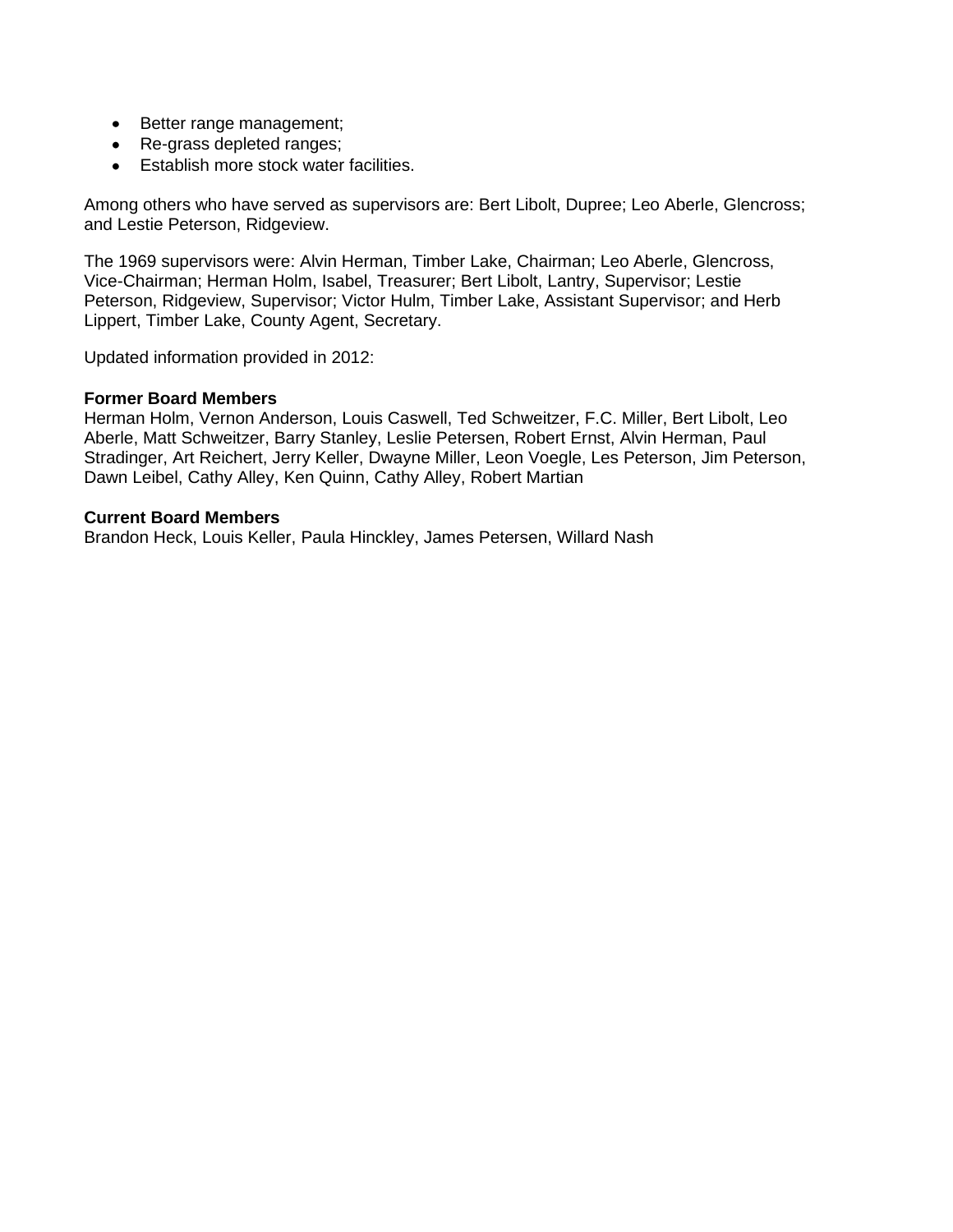- Better range management;
- Re-grass depleted ranges;
- Establish more stock water facilities.

Among others who have served as supervisors are: Bert Libolt, Dupree; Leo Aberle, Glencross; and Lestie Peterson, Ridgeview.

The 1969 supervisors were: Alvin Herman, Timber Lake, Chairman; Leo Aberle, Glencross, Vice-Chairman; Herman Holm, Isabel, Treasurer; Bert Libolt, Lantry, Supervisor; Lestie Peterson, Ridgeview, Supervisor; Victor Hulm, Timber Lake, Assistant Supervisor; and Herb Lippert, Timber Lake, County Agent, Secretary.

Updated information provided in 2012:

**Former Board Members**
Herman Holm, Vernon Anderson, Louis Caswell, Ted Schweitzer, F.C. Miller, Bert Libolt, Leo Aberle, Matt Schweitzer, Barry Stanley, Leslie Petersen, Robert Ernst, Alvin Herman, Paul Stradinger, Art Reichert, Jerry Keller, Dwayne Miller, Leon Voegle, Les Peterson, Jim Peterson, Dawn Leibel, Cathy Alley, Ken Quinn, Cathy Alley, Robert Martian

**Current Board Members**
Brandon Heck, Louis Keller, Paula Hinckley, James Petersen, Willard Nash